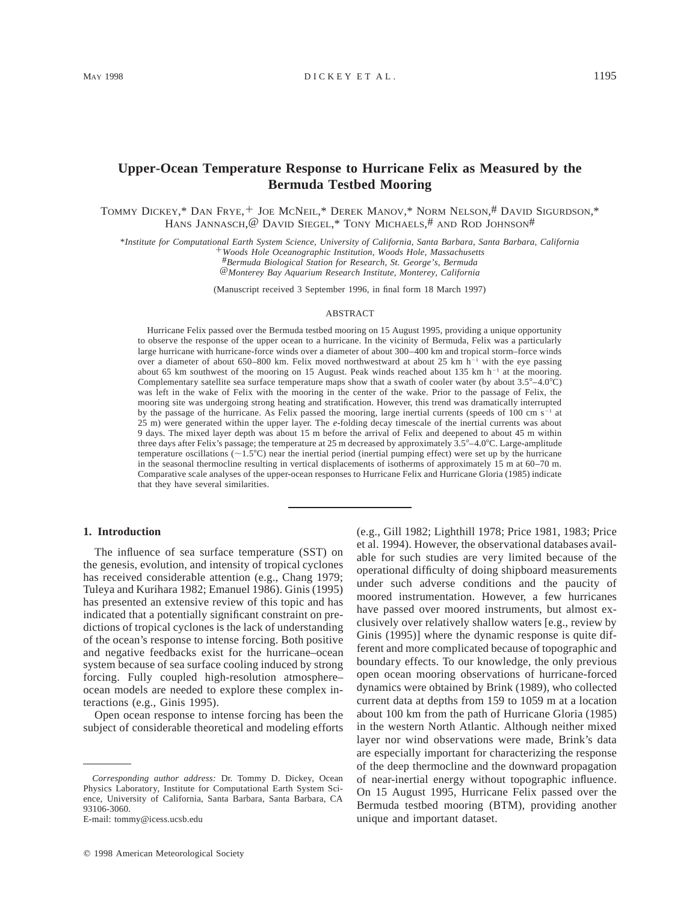# Upper-Ocean Temperature Response to Hurricane Felix as Measured by the Bermuda Testbed Mooring

Tommy Dickey,* Dan Frye,+ Joe McNeil,* Derek Manov,* Norm Nelson,# David Sigurdson,* Hans Jannasch,@ David Siegel,* Tony Michaels,# and Rod Johnson#

*\*Institute for Computational Earth System Science, University of California, Santa Barbara, Santa Barbara, California*
*+Woods Hole Oceanographic Institution, Woods Hole, Massachusetts*
*#Bermuda Biological Station for Research, St. George's, Bermuda*
*@Monterey Bay Aquarium Research Institute, Monterey, California*

(Manuscript received 3 September 1996, in final form 18 March 1997)

## ABSTRACT

Hurricane Felix passed over the Bermuda testbed mooring on 15 August 1995, providing a unique opportunity to observe the response of the upper ocean to a hurricane. In the vicinity of Bermuda, Felix was a particularly large hurricane with hurricane-force winds over a diameter of about 300–400 km and tropical storm–force winds over a diameter of about 650–800 km. Felix moved northwestward at about 25 km $h^{-1}$ with the eye passing about 65 km southwest of the mooring on 15 August. Peak winds reached about 135 km $h^{-1}$ at the mooring. Complementary satellite sea surface temperature maps show that a swath of cooler water (by about 3.5°–4.0°C) was left in the wake of Felix with the mooring in the center of the wake. Prior to the passage of Felix, the mooring site was undergoing strong heating and stratification. However, this trend was dramatically interrupted by the passage of the hurricane. As Felix passed the mooring, large inertial currents (speeds of 100 cm $s^{-1}$ at 25 m) were generated within the upper layer. The *e*-folding decay timescale of the inertial currents was about 9 days. The mixed layer depth was about 15 m before the arrival of Felix and deepened to about 45 m within three days after Felix's passage; the temperature at 25 m decreased by approximately 3.5°–4.0°C. Large-amplitude temperature oscillations (~1.5°C) near the inertial period (inertial pumping effect) were set up by the hurricane in the seasonal thermocline resulting in vertical displacements of isotherms of approximately 15 m at 60–70 m. Comparative scale analyses of the upper-ocean responses to Hurricane Felix and Hurricane Gloria (1985) indicate that they have several similarities.

## 1. Introduction

The influence of sea surface temperature (SST) on the genesis, evolution, and intensity of tropical cyclones has received considerable attention (e.g., Chang 1979; Tuleya and Kurihara 1982; Emanuel 1986). Ginis (1995) has presented an extensive review of this topic and has indicated that a potentially significant constraint on predictions of tropical cyclones is the lack of understanding of the ocean's response to intense forcing. Both positive and negative feedbacks exist for the hurricane–ocean system because of sea surface cooling induced by strong forcing. Fully coupled high-resolution atmosphere–ocean models are needed to explore these complex interactions (e.g., Ginis 1995).

Open ocean response to intense forcing has been the subject of considerable theoretical and modeling efforts (e.g., Gill 1982; Lighthill 1978; Price 1981, 1983; Price et al. 1994). However, the observational databases available for such studies are very limited because of the operational difficulty of doing shipboard measurements under such adverse conditions and the paucity of moored instrumentation. However, a few hurricanes have passed over moored instruments, but almost exclusively over relatively shallow waters [e.g., review by Ginis (1995)] where the dynamic response is quite different and more complicated because of topographic and boundary effects. To our knowledge, the only previous open ocean mooring observations of hurricane-forced dynamics were obtained by Brink (1989), who collected current data at depths from 159 to 1059 m at a location about 100 km from the path of Hurricane Gloria (1985) in the western North Atlantic. Although neither mixed layer nor wind observations were made, Brink's data are especially important for characterizing the response of the deep thermocline and the downward propagation of near-inertial energy without topographic influence. On 15 August 1995, Hurricane Felix passed over the Bermuda testbed mooring (BTM), providing another unique and important dataset.

*Corresponding author address:* Dr. Tommy D. Dickey, Ocean Physics Laboratory, Institute for Computational Earth System Science, University of California, Santa Barbara, Santa Barbara, CA 93106-3060.
E-mail: tommy@icess.ucsb.edu

© 1998 American Meteorological Society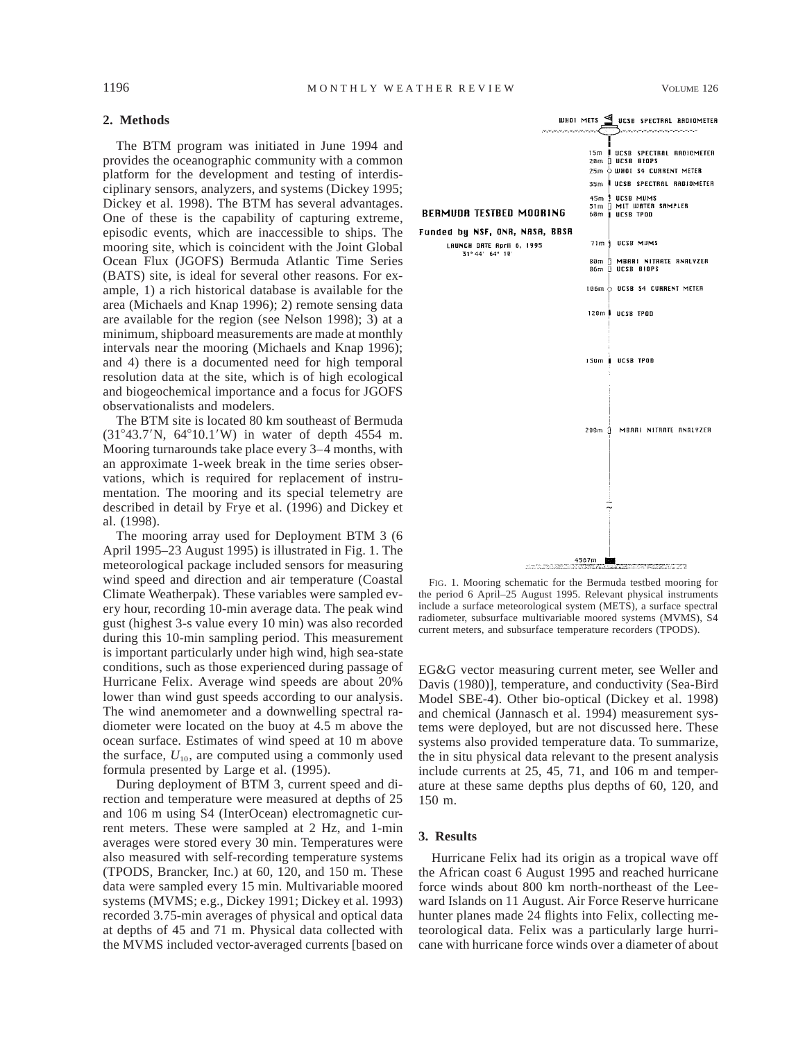## 2. Methods

The BTM program was initiated in June 1994 and provides the oceanographic community with a common platform for the development and testing of interdisciplinary sensors, analyzers, and systems (Dickey 1995; Dickey et al. 1998). The BTM has several advantages. One of these is the capability of capturing extreme, episodic events, which are inaccessible to ships. The mooring site, which is coincident with the Joint Global Ocean Flux (JGOFS) Bermuda Atlantic Time Series (BATS) site, is ideal for several other reasons. For example, 1) a rich historical database is available for the area (Michaels and Knap 1996); 2) remote sensing data are available for the region (see Nelson 1998); 3) at a minimum, shipboard measurements are made at monthly intervals near the mooring (Michaels and Knap 1996); and 4) there is a documented need for high temporal resolution data at the site, which is of high ecological and biogeochemical importance and a focus for JGOFS observationalists and modelers.

The BTM site is located 80 km southeast of Bermuda (31°43.7′N, 64°10.1′W) in water of depth 4554 m. Mooring turnarounds take place every 3–4 months, with an approximate 1-week break in the time series observations, which is required for replacement of instrumentation. The mooring and its special telemetry are described in detail by Frye et al. (1996) and Dickey et al. (1998).

The mooring array used for Deployment BTM 3 (6 April 1995–23 August 1995) is illustrated in Fig. 1. The meteorological package included sensors for measuring wind speed and direction and air temperature (Coastal Climate Weatherpak). These variables were sampled every hour, recording 10-min average data. The peak wind gust (highest 3-s value every 10 min) was also recorded during this 10-min sampling period. This measurement is important particularly under high wind, high sea-state conditions, such as those experienced during passage of Hurricane Felix. Average wind speeds are about 20% lower than wind gust speeds according to our analysis. The wind anemometer and a downwelling spectral radiometer were located on the buoy at 4.5 m above the ocean surface. Estimates of wind speed at 10 m above the surface, $U_{10}$, are computed using a commonly used formula presented by Large et al. (1995).

During deployment of BTM 3, current speed and direction and temperature were measured at depths of 25 and 106 m using S4 (InterOcean) electromagnetic current meters. These were sampled at 2 Hz, and 1-min averages were stored every 30 min. Temperatures were also measured with self-recording temperature systems (TPODS, Brancker, Inc.) at 60, 120, and 150 m. These data were sampled every 15 min. Multivariable moored systems (MVMS; e.g., Dickey 1991; Dickey et al. 1993) recorded 3.75-min averages of physical and optical data at depths of 45 and 71 m. Physical data collected with the MVMS included vector-averaged currents [based on EG&G vector measuring current meter, see Weller and Davis (1980)], temperature, and conductivity (Sea-Bird Model SBE-4). Other bio-optical (Dickey et al. 1998) and chemical (Jannasch et al. 1994) measurement systems were deployed, but are not discussed here. These systems also provided temperature data. To summarize, the in situ physical data relevant to the present analysis include currents at 25, 45, 71, and 106 m and temperature at these same depths plus depths of 60, 120, and 150 m.

BERMUDA TESTBED MOORING

Funded by NSF, ONR, NASA, BBSR

LAUNCH DATE April 6, 1995
31° 44′ 64° 10′

WHOI METS — UCSB SPECTRAL RADIOMETER
15m UCSB SPECTRAL RADIOMETER
20m UCSB BIOPS
25m WHOI S4 CURRENT METER
35m UCSB SPECTRAL RADIOMETER
45m UCSB MVMS
51m MIT WATER SAMPLER
60m UCSB TPOD
71m UCSB MVMS
80m MBARI NITRATE ANALYZER
86m UCSB BIOPS
106m UCSB S4 CURRENT METER
120m UCSB TPOD
150m UCSB TPOD
200m MBARI NITRATE ANALYZER
4567m

FIG. 1. Mooring schematic for the Bermuda testbed mooring for the period 6 April–25 August 1995. Relevant physical instruments include a surface meteorological system (METS), a surface spectral radiometer, subsurface multivariable moored systems (MVMS), S4 current meters, and subsurface temperature recorders (TPODS).

## 3. Results

Hurricane Felix had its origin as a tropical wave off the African coast 6 August 1995 and reached hurricane force winds about 800 km north-northeast of the Leeward Islands on 11 August. Air Force Reserve hurricane hunter planes made 24 flights into Felix, collecting meteorological data. Felix was a particularly large hurricane with hurricane force winds over a diameter of about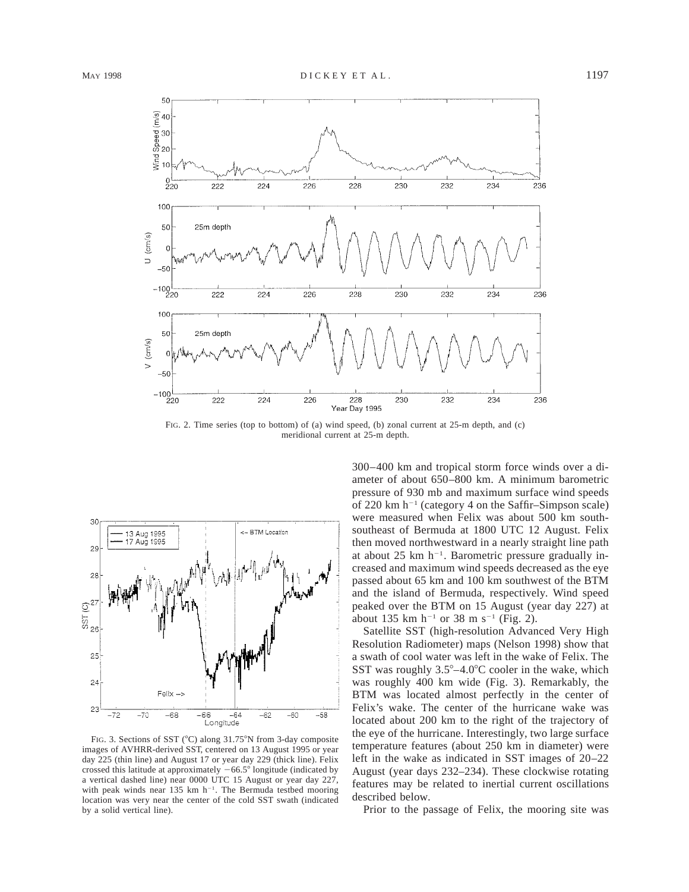FIG. 2. Time series (top to bottom) of (a) wind speed, (b) zonal current at 25-m depth, and (c) meridional current at 25-m depth.

FIG. 3. Sections of SST (°C) along 31.75°N from 3-day composite images of AVHRR-derived SST, centered on 13 August 1995 or year day 225 (thin line) and August 17 or year day 229 (thick line). Felix crossed this latitude at approximately −66.5° longitude (indicated by a vertical dashed line) near 0000 UTC 15 August or year day 227, with peak winds near 135 km h$^{-1}$. The Bermuda testbed mooring location was very near the center of the cold SST swath (indicated by a solid vertical line).

300–400 km and tropical storm force winds over a diameter of about 650–800 km. A minimum barometric pressure of 930 mb and maximum surface wind speeds of 220 km h$^{-1}$ (category 4 on the Saffir–Simpson scale) were measured when Felix was about 500 km south-southeast of Bermuda at 1800 UTC 12 August. Felix then moved northwestward in a nearly straight line path at about 25 km h$^{-1}$. Barometric pressure gradually increased and maximum wind speeds decreased as the eye passed about 65 km and 100 km southwest of the BTM and the island of Bermuda, respectively. Wind speed peaked over the BTM on 15 August (year day 227) at about 135 km h$^{-1}$ or 38 m s$^{-1}$ (Fig. 2).

Satellite SST (high-resolution Advanced Very High Resolution Radiometer) maps (Nelson 1998) show that a swath of cool water was left in the wake of Felix. The SST was roughly 3.5°–4.0°C cooler in the wake, which was roughly 400 km wide (Fig. 3). Remarkably, the BTM was located almost perfectly in the center of Felix's wake. The center of the hurricane wake was located about 200 km to the right of the trajectory of the eye of the hurricane. Interestingly, two large surface temperature features (about 250 km in diameter) were left in the wake as indicated in SST images of 20–22 August (year days 232–234). These clockwise rotating features may be related to inertial current oscillations described below.

Prior to the passage of Felix, the mooring site was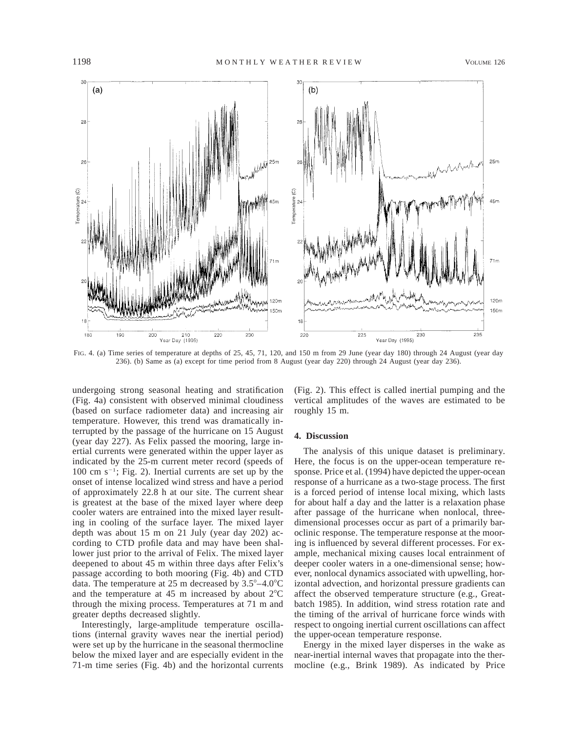FIG. 4. (a) Time series of temperature at depths of 25, 45, 71, 120, and 150 m from 29 June (year day 180) through 24 August (year day 236). (b) Same as (a) except for time period from 8 August (year day 220) through 24 August (year day 236).

undergoing strong seasonal heating and stratification (Fig. 4a) consistent with observed minimal cloudiness (based on surface radiometer data) and increasing air temperature. However, this trend was dramatically interrupted by the passage of the hurricane on 15 August (year day 227). As Felix passed the mooring, large inertial currents were generated within the upper layer as indicated by the 25-m current meter record (speeds of 100 cm s$^{-1}$; Fig. 2). Inertial currents are set up by the onset of intense localized wind stress and have a period of approximately 22.8 h at our site. The current shear is greatest at the base of the mixed layer where deep cooler waters are entrained into the mixed layer resulting in cooling of the surface layer. The mixed layer depth was about 15 m on 21 July (year day 202) according to CTD profile data and may have been shallower just prior to the arrival of Felix. The mixed layer deepened to about 45 m within three days after Felix's passage according to both mooring (Fig. 4b) and CTD data. The temperature at 25 m decreased by 3.5°–4.0°C and the temperature at 45 m increased by about 2°C through the mixing process. Temperatures at 71 m and greater depths decreased slightly.

Interestingly, large-amplitude temperature oscillations (internal gravity waves near the inertial period) were set up by the hurricane in the seasonal thermocline below the mixed layer and are especially evident in the 71-m time series (Fig. 4b) and the horizontal currents (Fig. 2). This effect is called inertial pumping and the vertical amplitudes of the waves are estimated to be roughly 15 m.

## 4. Discussion

The analysis of this unique dataset is preliminary. Here, the focus is on the upper-ocean temperature response. Price et al. (1994) have depicted the upper-ocean response of a hurricane as a two-stage process. The first is a forced period of intense local mixing, which lasts for about half a day and the latter is a relaxation phase after passage of the hurricane when nonlocal, three-dimensional processes occur as part of a primarily baroclinic response. The temperature response at the mooring is influenced by several different processes. For example, mechanical mixing causes local entrainment of deeper cooler waters in a one-dimensional sense; however, nonlocal dynamics associated with upwelling, horizontal advection, and horizontal pressure gradients can affect the observed temperature structure (e.g., Greatbatch 1985). In addition, wind stress rotation rate and the timing of the arrival of hurricane force winds with respect to ongoing inertial current oscillations can affect the upper-ocean temperature response.

Energy in the mixed layer disperses in the wake as near-inertial internal waves that propagate into the thermocline (e.g., Brink 1989). As indicated by Price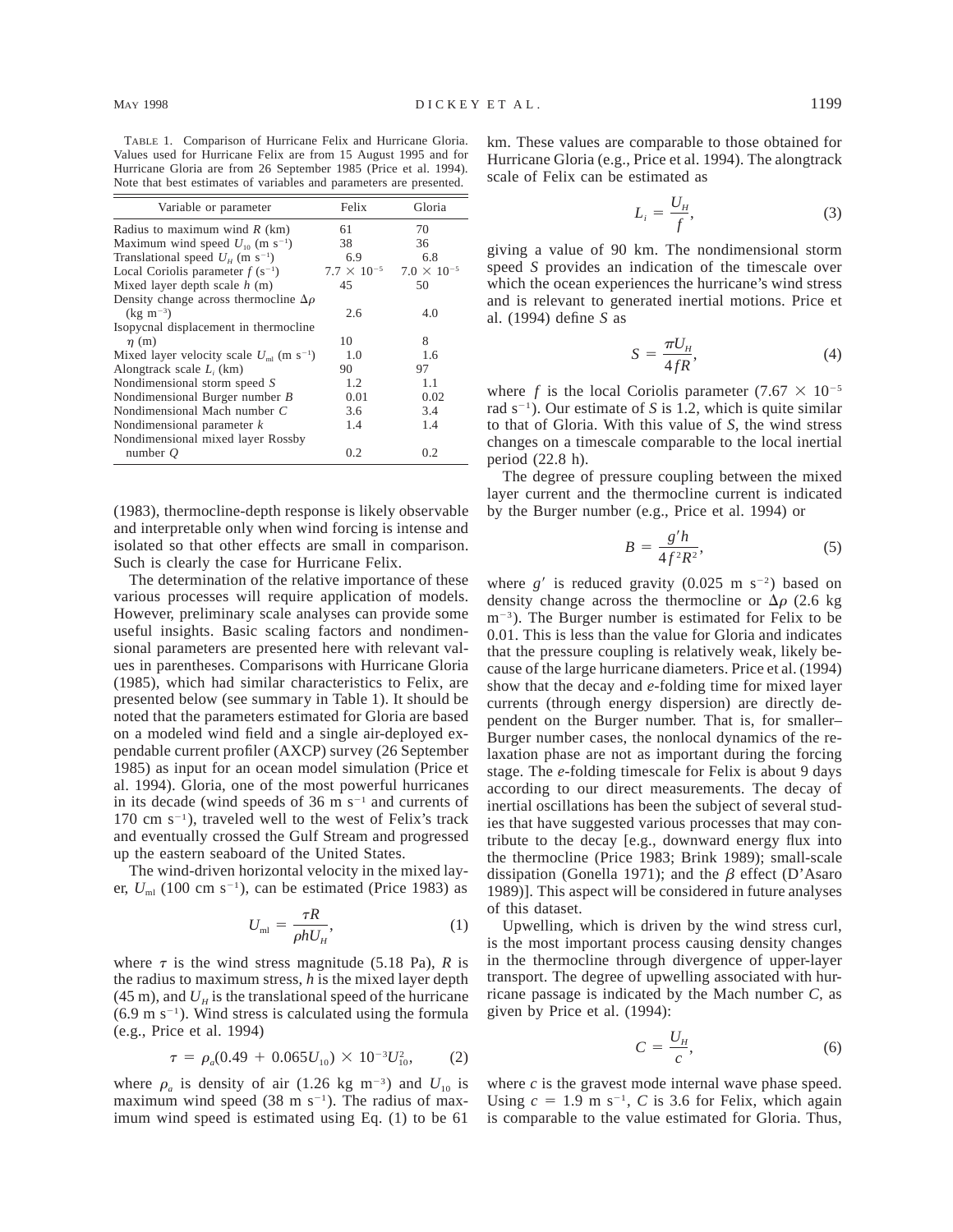TABLE 1. Comparison of Hurricane Felix and Hurricane Gloria. Values used for Hurricane Felix are from 15 August 1995 and for Hurricane Gloria are from 26 September 1985 (Price et al. 1994). Note that best estimates of variables and parameters are presented.

| Variable or parameter | Felix | Gloria |
|---|---|---|
| Radius to maximum wind $R$ (km) | 61 | 70 |
| Maximum wind speed $U_{10}$ (m s$^{-1}$) | 38 | 36 |
| Translational speed $U_H$ (m s$^{-1}$) | 6.9 | 6.8 |
| Local Coriolis parameter $f$ (s$^{-1}$) | $7.7 \times 10^{-5}$ | $7.0 \times 10^{-5}$ |
| Mixed layer depth scale $h$ (m) | 45 | 50 |
| Density change across thermocline $\Delta\rho$ (kg m$^{-3}$) | 2.6 | 4.0 |
| Isopycnal displacement in thermocline $\eta$ (m) | 10 | 8 |
| Mixed layer velocity scale $U_{ml}$ (m s$^{-1}$) | 1.0 | 1.6 |
| Alongtrack scale $L_i$ (km) | 90 | 97 |
| Nondimensional storm speed $S$ | 1.2 | 1.1 |
| Nondimensional Burger number $B$ | 0.01 | 0.02 |
| Nondimensional Mach number $C$ | 3.6 | 3.4 |
| Nondimensional parameter $k$ | 1.4 | 1.4 |
| Nondimensional mixed layer Rossby number $Q$ | 0.2 | 0.2 |

(1983), thermocline-depth response is likely observable and interpretable only when wind forcing is intense and isolated so that other effects are small in comparison. Such is clearly the case for Hurricane Felix.

The determination of the relative importance of these various processes will require application of models. However, preliminary scale analyses can provide some useful insights. Basic scaling factors and nondimensional parameters are presented here with relevant values in parentheses. Comparisons with Hurricane Gloria (1985), which had similar characteristics to Felix, are presented below (see summary in Table 1). It should be noted that the parameters estimated for Gloria are based on a modeled wind field and a single air-deployed expendable current profiler (AXCP) survey (26 September 1985) as input for an ocean model simulation (Price et al. 1994). Gloria, one of the most powerful hurricanes in its decade (wind speeds of 36 m s$^{-1}$ and currents of 170 cm s$^{-1}$), traveled well to the west of Felix's track and eventually crossed the Gulf Stream and progressed up the eastern seaboard of the United States.

The wind-driven horizontal velocity in the mixed layer, $U_{ml}$ (100 cm s$^{-1}$), can be estimated (Price 1983) as

$$U_{ml} = \frac{\tau R}{\rho h U_H}, \tag{1}$$

where $\tau$ is the wind stress magnitude (5.18 Pa), $R$ is the radius to maximum stress, $h$ is the mixed layer depth (45 m), and $U_H$ is the translational speed of the hurricane (6.9 m s$^{-1}$). Wind stress is calculated using the formula (e.g., Price et al. 1994)

$$\tau = \rho_a(0.49 + 0.065U_{10}) \times 10^{-3}U_{10}^2, \tag{2}$$

where $\rho_a$ is density of air (1.26 kg m$^{-3}$) and $U_{10}$ is maximum wind speed (38 m s$^{-1}$). The radius of maximum wind speed is estimated using Eq. (1) to be 61 km. These values are comparable to those obtained for Hurricane Gloria (e.g., Price et al. 1994). The alongtrack scale of Felix can be estimated as

$$L_i = \frac{U_H}{f}, \tag{3}$$

giving a value of 90 km. The nondimensional storm speed $S$ provides an indication of the timescale over which the ocean experiences the hurricane's wind stress and is relevant to generated inertial motions. Price et al. (1994) define $S$ as

$$S = \frac{\pi U_H}{4fR}, \tag{4}$$

where $f$ is the local Coriolis parameter ($7.67 \times 10^{-5}$ rad s$^{-1}$). Our estimate of $S$ is 1.2, which is quite similar to that of Gloria. With this value of $S$, the wind stress changes on a timescale comparable to the local inertial period (22.8 h).

The degree of pressure coupling between the mixed layer current and the thermocline current is indicated by the Burger number (e.g., Price et al. 1994) or

$$B = \frac{g'h}{4f^2R^2}, \tag{5}$$

where $g'$ is reduced gravity (0.025 m s$^{-2}$) based on density change across the thermocline or $\Delta\rho$ (2.6 kg m$^{-3}$). The Burger number is estimated for Felix to be 0.01. This is less than the value for Gloria and indicates that the pressure coupling is relatively weak, likely because of the large hurricane diameters. Price et al. (1994) show that the decay and $e$-folding time for mixed layer currents (through energy dispersion) are directly dependent on the Burger number. That is, for smaller–Burger number cases, the nonlocal dynamics of the relaxation phase are not as important during the forcing stage. The $e$-folding timescale for Felix is about 9 days according to our direct measurements. The decay of inertial oscillations has been the subject of several studies that have suggested various processes that may contribute to the decay [e.g., downward energy flux into the thermocline (Price 1983; Brink 1989); small-scale dissipation (Gonella 1971); and the $\beta$ effect (D'Asaro 1989)]. This aspect will be considered in future analyses of this dataset.

Upwelling, which is driven by the wind stress curl, is the most important process causing density changes in the thermocline through divergence of upper-layer transport. The degree of upwelling associated with hurricane passage is indicated by the Mach number $C$, as given by Price et al. (1994):

$$C = \frac{U_H}{c}, \tag{6}$$

where $c$ is the gravest mode internal wave phase speed. Using $c = 1.9$ m s$^{-1}$, $C$ is 3.6 for Felix, which again is comparable to the value estimated for Gloria. Thus,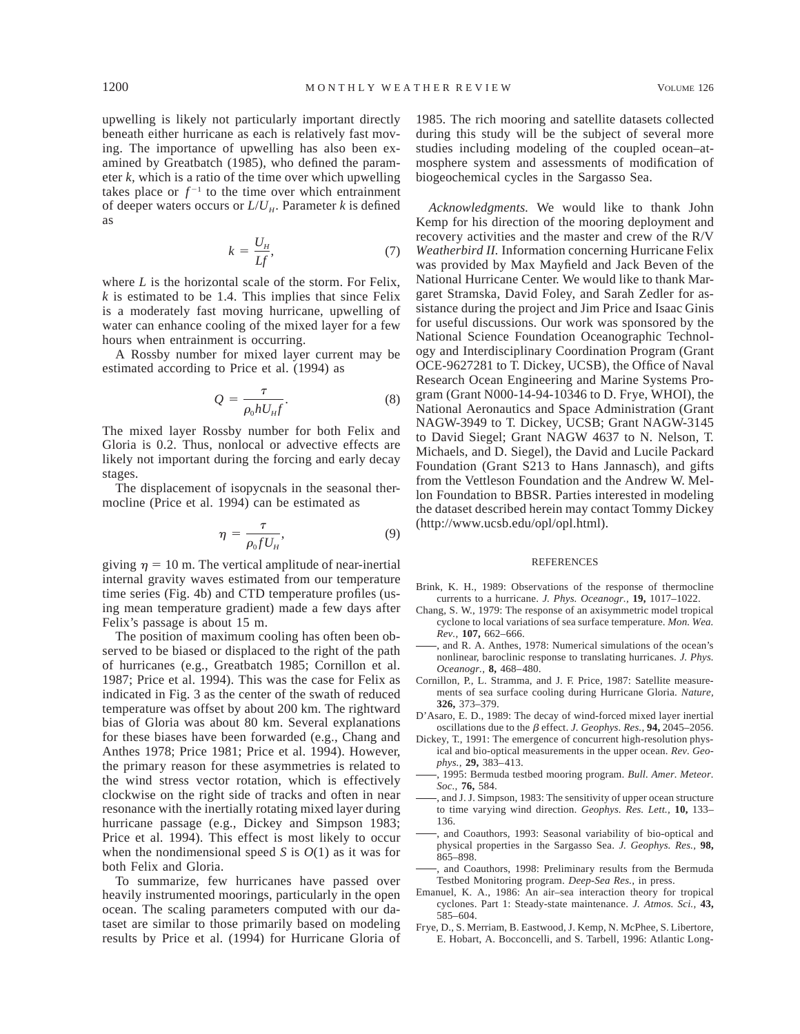upwelling is likely not particularly important directly beneath either hurricane as each is relatively fast moving. The importance of upwelling has also been examined by Greatbatch (1985), who defined the parameter $k$, which is a ratio of the time over which upwelling takes place or $f^{-1}$ to the time over which entrainment of deeper waters occurs or $L/U_H$. Parameter $k$ is defined as

$$k = \frac{U_H}{Lf}, \tag{7}$$

where $L$ is the horizontal scale of the storm. For Felix, $k$ is estimated to be 1.4. This implies that since Felix is a moderately fast moving hurricane, upwelling of water can enhance cooling of the mixed layer for a few hours when entrainment is occurring.

A Rossby number for mixed layer current may be estimated according to Price et al. (1994) as

$$Q = \frac{\tau}{\rho_0 h U_H f}. \tag{8}$$

The mixed layer Rossby number for both Felix and Gloria is 0.2. Thus, nonlocal or advective effects are likely not important during the forcing and early decay stages.

The displacement of isopycnals in the seasonal thermocline (Price et al. 1994) can be estimated as

$$\eta = \frac{\tau}{\rho_0 f U_H}, \tag{9}$$

giving $\eta = 10$ m. The vertical amplitude of near-inertial internal gravity waves estimated from our temperature time series (Fig. 4b) and CTD temperature profiles (using mean temperature gradient) made a few days after Felix's passage is about 15 m.

The position of maximum cooling has often been observed to be biased or displaced to the right of the path of hurricanes (e.g., Greatbatch 1985; Cornillon et al. 1987; Price et al. 1994). This was the case for Felix as indicated in Fig. 3 as the center of the swath of reduced temperature was offset by about 200 km. The rightward bias of Gloria was about 80 km. Several explanations for these biases have been forwarded (e.g., Chang and Anthes 1978; Price 1981; Price et al. 1994). However, the primary reason for these asymmetries is related to the wind stress vector rotation, which is effectively clockwise on the right side of tracks and often in near resonance with the inertially rotating mixed layer during hurricane passage (e.g., Dickey and Simpson 1983; Price et al. 1994). This effect is most likely to occur when the nondimensional speed $S$ is $O(1)$ as it was for both Felix and Gloria.

To summarize, few hurricanes have passed over heavily instrumented moorings, particularly in the open ocean. The scaling parameters computed with our dataset are similar to those primarily based on modeling results by Price et al. (1994) for Hurricane Gloria of 1985. The rich mooring and satellite datasets collected during this study will be the subject of several more studies including modeling of the coupled ocean–atmosphere system and assessments of modification of biogeochemical cycles in the Sargasso Sea.

*Acknowledgments.* We would like to thank John Kemp for his direction of the mooring deployment and recovery activities and the master and crew of the R/V *Weatherbird II.* Information concerning Hurricane Felix was provided by Max Mayfield and Jack Beven of the National Hurricane Center. We would like to thank Margaret Stramska, David Foley, and Sarah Zedler for assistance during the project and Jim Price and Isaac Ginis for useful discussions. Our work was sponsored by the National Science Foundation Oceanographic Technology and Interdisciplinary Coordination Program (Grant OCE-9627281 to T. Dickey, UCSB), the Office of Naval Research Ocean Engineering and Marine Systems Program (Grant N000-14-94-10346 to D. Frye, WHOI), the National Aeronautics and Space Administration (Grant NAGW-3949 to T. Dickey, UCSB; Grant NAGW-3145 to David Siegel; Grant NAGW 4637 to N. Nelson, T. Michaels, and D. Siegel), the David and Lucile Packard Foundation (Grant S213 to Hans Jannasch), and gifts from the Vettleson Foundation and the Andrew W. Mellon Foundation to BBSR. Parties interested in modeling the dataset described herein may contact Tommy Dickey (http://www.ucsb.edu/opl/opl.html).

## REFERENCES

Brink, K. H., 1989: Observations of the response of thermocline currents to a hurricane. *J. Phys. Oceanogr.,* **19,** 1017–1022.

Chang, S. W., 1979: The response of an axisymmetric model tropical cyclone to local variations of sea surface temperature. *Mon. Wea. Rev.,* **107,** 662–666.

——, and R. A. Anthes, 1978: Numerical simulations of the ocean's nonlinear, baroclinic response to translating hurricanes. *J. Phys. Oceanogr.,* **8,** 468–480.

Cornillon, P., L. Stramma, and J. F. Price, 1987: Satellite measurements of sea surface cooling during Hurricane Gloria. *Nature,* **326,** 373–379.

D'Asaro, E. D., 1989: The decay of wind-forced mixed layer inertial oscillations due to the $\beta$ effect. *J. Geophys. Res.,* **94,** 2045–2056.

Dickey, T., 1991: The emergence of concurrent high-resolution physical and bio-optical measurements in the upper ocean. *Rev. Geophys.,* **29,** 383–413.

——, 1995: Bermuda testbed mooring program. *Bull. Amer. Meteor. Soc.,* **76,** 584.

——, and J. J. Simpson, 1983: The sensitivity of upper ocean structure to time varying wind direction. *Geophys. Res. Lett.,* **10,** 133–136.

——, and Coauthors, 1993: Seasonal variability of bio-optical and physical properties in the Sargasso Sea. *J. Geophys. Res.,* **98,** 865–898.

——, and Coauthors, 1998: Preliminary results from the Bermuda Testbed Monitoring program. *Deep-Sea Res.,* in press.

Emanuel, K. A., 1986: An air–sea interaction theory for tropical cyclones. Part 1: Steady-state maintenance. *J. Atmos. Sci.,* **43,** 585–604.

Frye, D., S. Merriam, B. Eastwood, J. Kemp, N. McPhee, S. Libertore, E. Hobart, A. Bocconcelli, and S. Tarbell, 1996: Atlantic Long-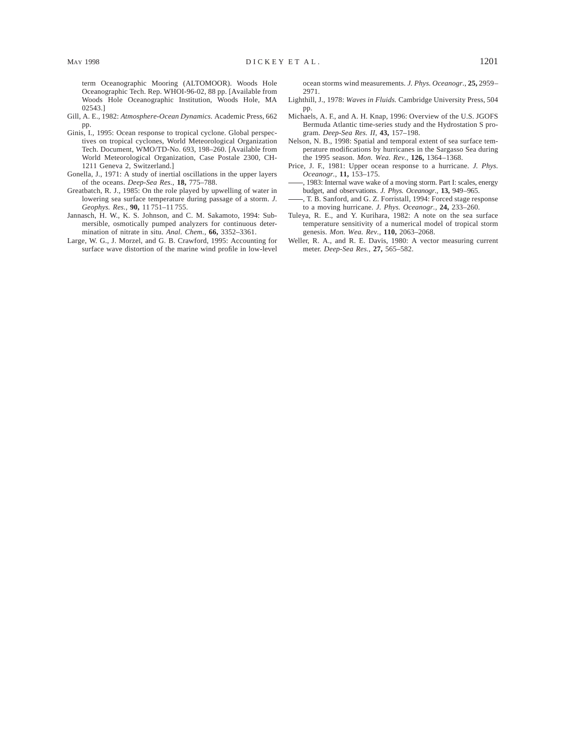term Oceanographic Mooring (ALTOMOOR). Woods Hole Oceanographic Tech. Rep. WHOI-96-02, 88 pp. [Available from Woods Hole Oceanographic Institution, Woods Hole, MA 02543.]

Gill, A. E., 1982: *Atmosphere-Ocean Dynamics.* Academic Press, 662 pp.

Ginis, I., 1995: Ocean response to tropical cyclone. Global perspectives on tropical cyclones, World Meteorological Organization Tech. Document, WMO/TD-No. 693, 198–260. [Available from World Meteorological Organization, Case Postale 2300, CH-1211 Geneva 2, Switzerland.]

Gonella, J., 1971: A study of inertial oscillations in the upper layers of the oceans. *Deep-Sea Res.,* **18,** 775–788.

Greatbatch, R. J., 1985: On the role played by upwelling of water in lowering sea surface temperature during passage of a storm. *J. Geophys. Res.,* **90,** 11 751–11 755.

Jannasch, H. W., K. S. Johnson, and C. M. Sakamoto, 1994: Submersible, osmotically pumped analyzers for continuous determination of nitrate in situ. *Anal. Chem.,* **66,** 3352–3361.

Large, W. G., J. Morzel, and G. B. Crawford, 1995: Accounting for surface wave distortion of the marine wind profile in low-level ocean storms wind measurements. *J. Phys. Oceanogr.,* **25,** 2959–2971.

Lighthill, J., 1978: *Waves in Fluids.* Cambridge University Press, 504 pp.

Michaels, A. F., and A. H. Knap, 1996: Overview of the U.S. JGOFS Bermuda Atlantic time-series study and the Hydrostation S program. *Deep-Sea Res. II,* **43,** 157–198.

Nelson, N. B., 1998: Spatial and temporal extent of sea surface temperature modifications by hurricanes in the Sargasso Sea during the 1995 season. *Mon. Wea. Rev.,* **126,** 1364–1368.

Price, J. F., 1981: Upper ocean response to a hurricane. *J. Phys. Oceanogr.,* **11,** 153–175.

——, 1983: Internal wave wake of a moving storm. Part I: scales, energy budget, and observations. *J. Phys. Oceanogr.,* **13,** 949–965.

——, T. B. Sanford, and G. Z. Forristall, 1994: Forced stage response to a moving hurricane. *J. Phys. Oceanogr.,* **24,** 233–260.

Tuleya, R. E., and Y. Kurihara, 1982: A note on the sea surface temperature sensitivity of a numerical model of tropical storm genesis. *Mon. Wea. Rev.,* **110,** 2063–2068.

Weller, R. A., and R. E. Davis, 1980: A vector measuring current meter. *Deep-Sea Res.,* **27,** 565–582.